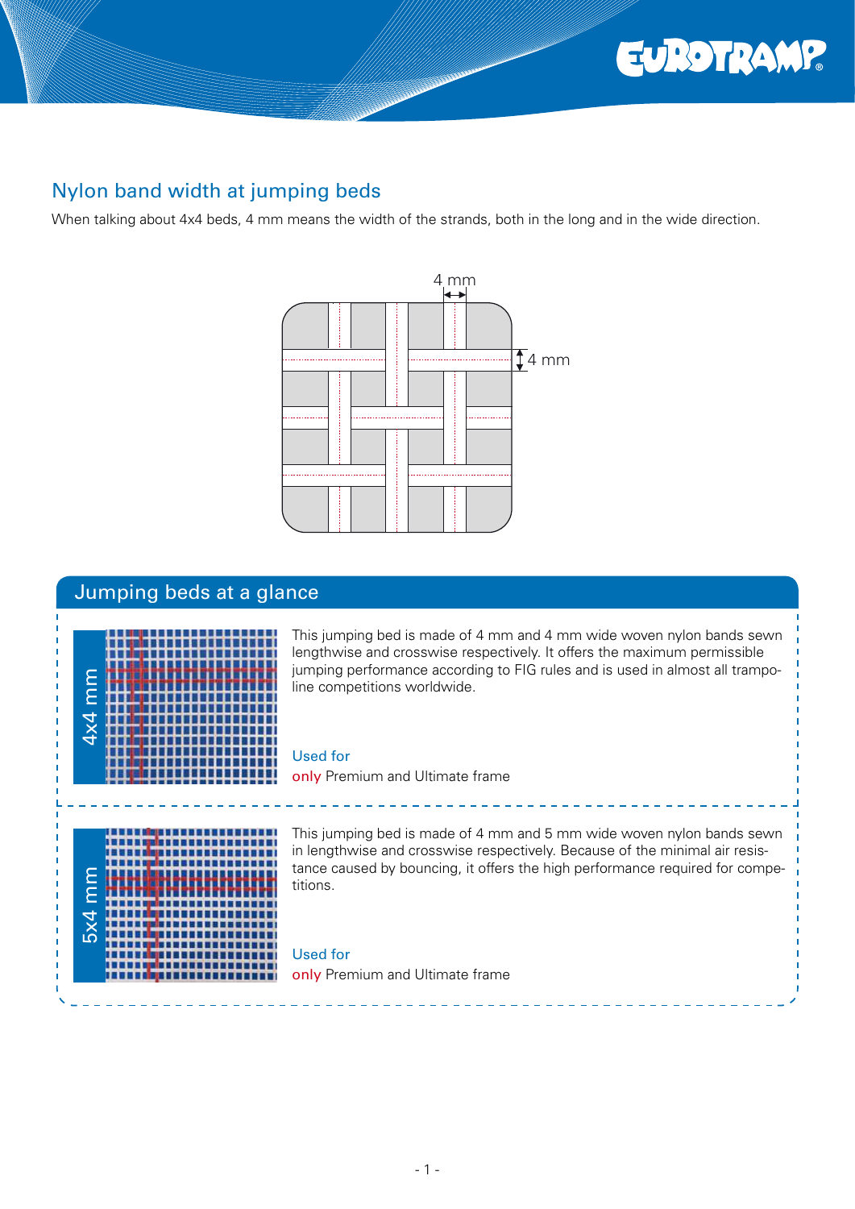## Nylon band width at jumping beds

When talking about 4x4 beds, 4 mm means the width of the strands, both in the long and in the wide direction.

4 mm

4 mm

## Jumping beds at a glance

**4x4 mm**

This jumping bed is made of 4 mm and 4 mm wide woven nylon bands sewn lengthwise and crosswise respectively. It offers the maximum permissible jumping performance according to FIG rules and is used in almost all trampoline competitions worldwide.

Used for
only Premium and Ultimate frame

**5x4 mm**

This jumping bed is made of 4 mm and 5 mm wide woven nylon bands sewn in lengthwise and crosswise respectively. Because of the minimal air resistance caused by bouncing, it offers the high performance required for competitions.

Used for
only Premium and Ultimate frame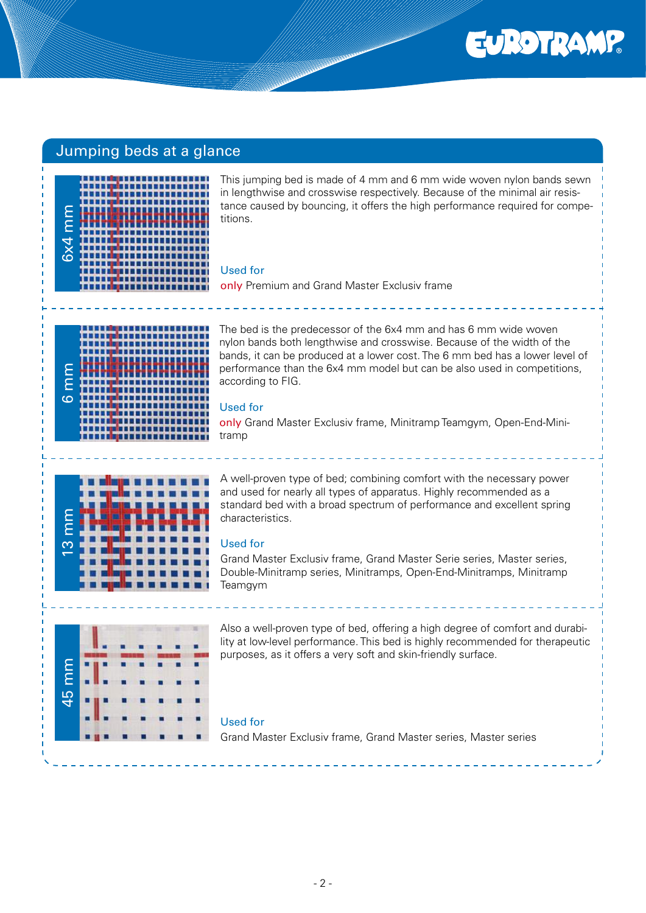## Jumping beds at a glance

### 6x4 mm

This jumping bed is made of 4 mm and 6 mm wide woven nylon bands sewn in lengthwise and crosswise respectively. Because of the minimal air resistance caused by bouncing, it offers the high performance required for competitions.

Used for

only Premium and Grand Master Exclusiv frame

### 6 mm

The bed is the predecessor of the 6x4 mm and has 6 mm wide woven nylon bands both lengthwise and crosswise. Because of the width of the bands, it can be produced at a lower cost. The 6 mm bed has a lower level of performance than the 6x4 mm model but can be also used in competitions, according to FIG.

Used for

only Grand Master Exclusiv frame, Minitramp Teamgym, Open-End-Minitramp

### 13 mm

A well-proven type of bed; combining comfort with the necessary power and used for nearly all types of apparatus. Highly recommended as a standard bed with a broad spectrum of performance and excellent spring characteristics.

Used for

Grand Master Exclusiv frame, Grand Master Serie series, Master series, Double-Minitramp series, Minitramps, Open-End-Minitramps, Minitramp Teamgym

### 45 mm

Also a well-proven type of bed, offering a high degree of comfort and durability at low-level performance. This bed is highly recommended for therapeutic purposes, as it offers a very soft and skin-friendly surface.

Used for

Grand Master Exclusiv frame, Grand Master series, Master series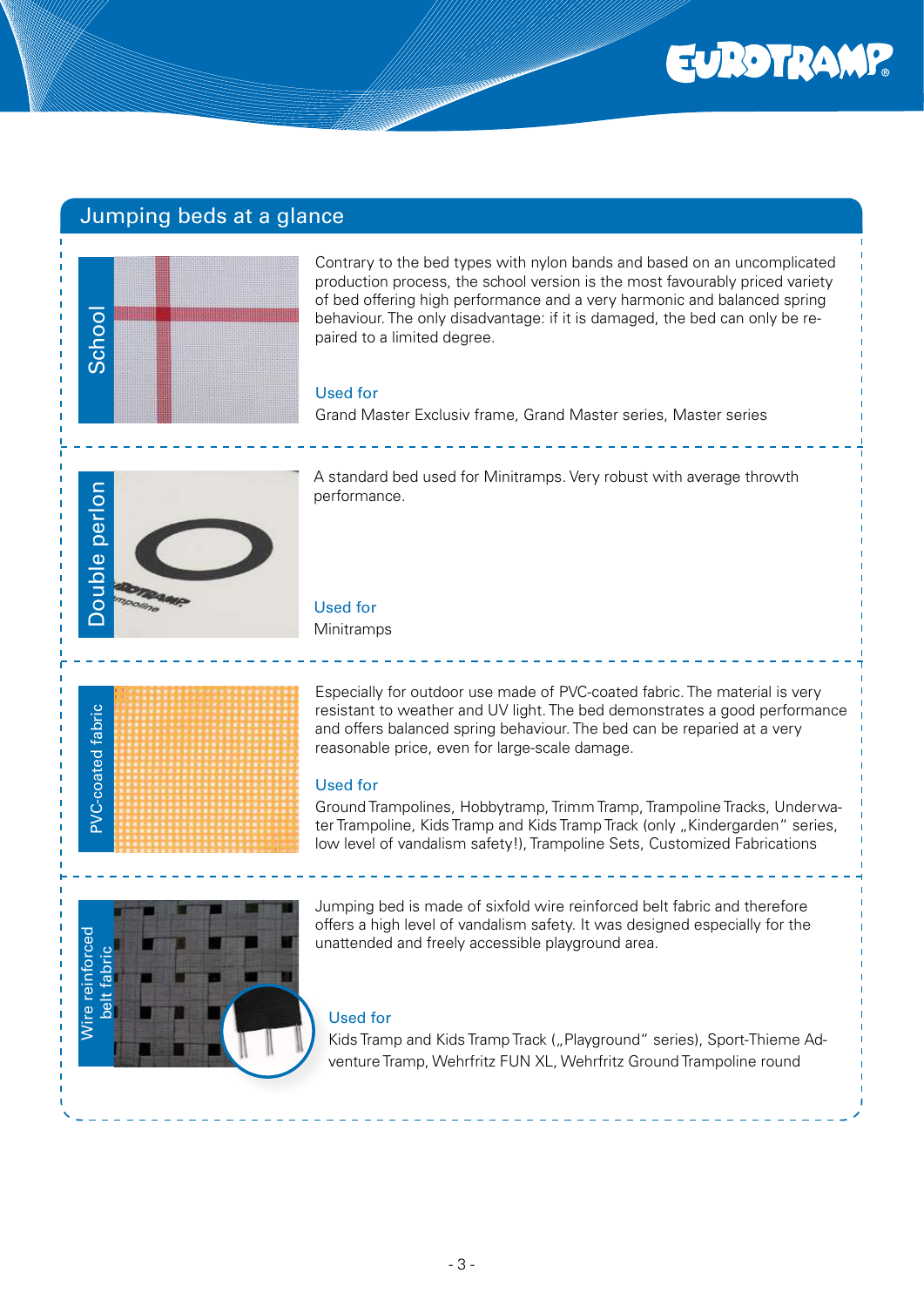## Jumping beds at a glance

### School

Contrary to the bed types with nylon bands and based on an uncomplicated production process, the school version is the most favourably priced variety of bed offering high performance and a very harmonic and balanced spring behaviour. The only disadvantage: if it is damaged, the bed can only be repaired to a limited degree.

**Used for**

Grand Master Exclusiv frame, Grand Master series, Master series

### Double perlon

A standard bed used for Minitramps. Very robust with average throwth performance.

**Used for**

Minitramps

### PVC-coated fabric

Especially for outdoor use made of PVC-coated fabric. The material is very resistant to weather and UV light. The bed demonstrates a good performance and offers balanced spring behaviour. The bed can be reparied at a very reasonable price, even for large-scale damage.

**Used for**

Ground Trampolines, Hobbytramp, Trimm Tramp, Trampoline Tracks, Underwater Trampoline, Kids Tramp and Kids Tramp Track (only „Kindergarden" series, low level of vandalism safety!), Trampoline Sets, Customized Fabrications

### Wire reinforced belt fabric

Jumping bed is made of sixfold wire reinforced belt fabric and therefore offers a high level of vandalism safety. It was designed especially for the unattended and freely accessible playground area.

**Used for**

Kids Tramp and Kids Tramp Track („Playground" series), Sport-Thieme Adventure Tramp, Wehrfritz FUN XL, Wehrfritz Ground Trampoline round